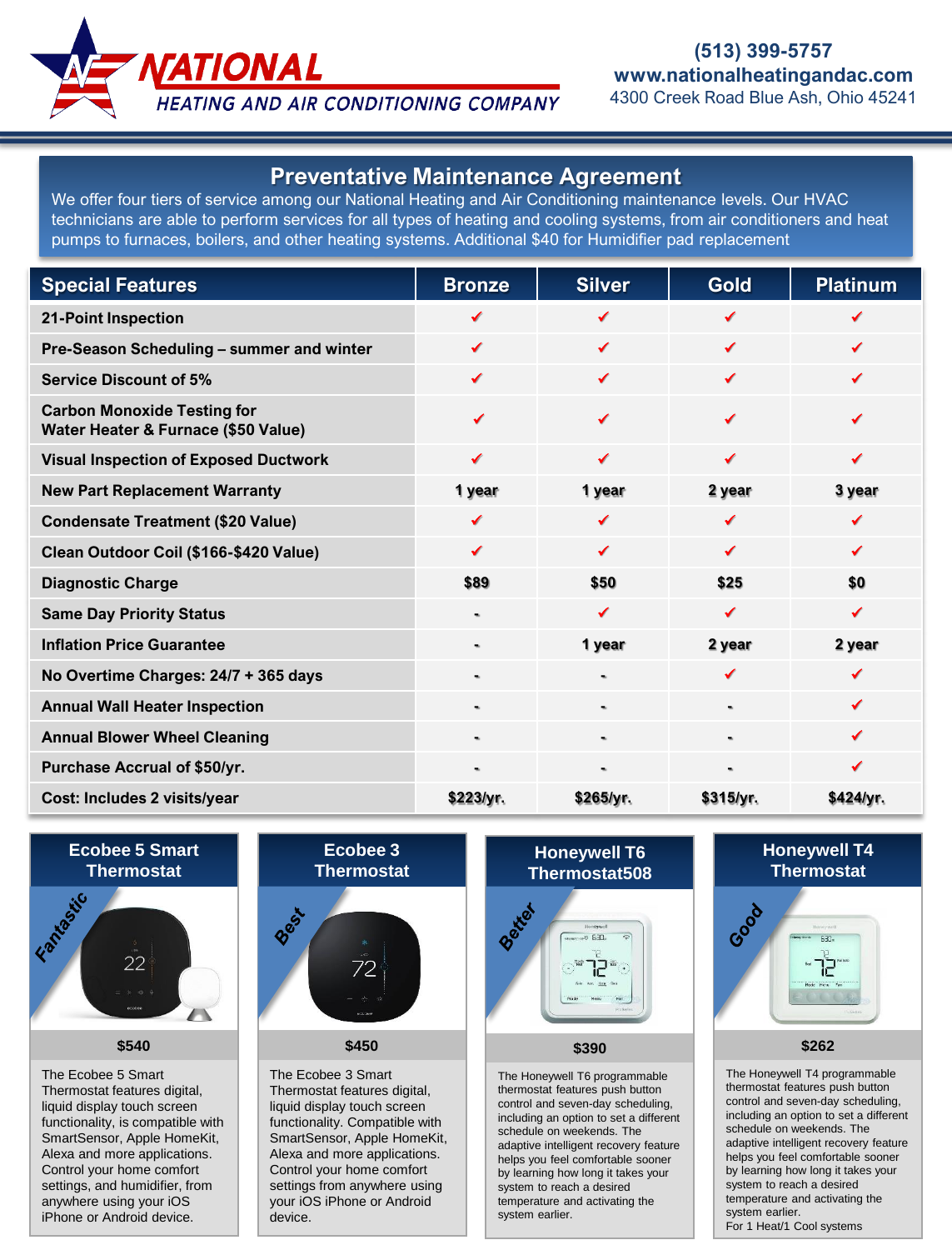# NATIONAL HEATING AND AIR CONDITIONING COMPANY

(513) 399-5757
www.nationalheatingandac.com
4300 Creek Road Blue Ash, Ohio 45241

## Preventative Maintenance Agreement

We offer four tiers of service among our National Heating and Air Conditioning maintenance levels. Our HVAC technicians are able to perform services for all types of heating and cooling systems, from air conditioners and heat pumps to furnaces, boilers, and other heating systems. Additional $40 for Humidifier pad replacement

| Special Features | Bronze | Silver | Gold | Platinum |
|---|---|---|---|---|
| 21-Point Inspection | ✔ | ✔ | ✔ | ✔ |
| Pre-Season Scheduling – summer and winter | ✔ | ✔ | ✔ | ✔ |
| Service Discount of 5% | ✔ | ✔ | ✔ | ✔ |
| Carbon Monoxide Testing for Water Heater & Furnace ($50 Value) | ✔ | ✔ | ✔ | ✔ |
| Visual Inspection of Exposed Ductwork | ✔ | ✔ | ✔ | ✔ |
| New Part Replacement Warranty | 1 year | 1 year | 2 year | 3 year |
| Condensate Treatment ($20 Value) | ✔ | ✔ | ✔ | ✔ |
| Clean Outdoor Coil ($166-$420 Value) | ✔ | ✔ | ✔ | ✔ |
| Diagnostic Charge | $89 | $50 | $25 | $0 |
| Same Day Priority Status | - | ✔ | ✔ | ✔ |
| Inflation Price Guarantee | - | 1 year | 2 year | 2 year |
| No Overtime Charges: 24/7 + 365 days | - | - | ✔ | ✔ |
| Annual Wall Heater Inspection | - | - | - | ✔ |
| Annual Blower Wheel Cleaning | - | - | - | ✔ |
| Purchase Accrual of $50/yr. | - | - | - | ✔ |
| Cost: Includes 2 visits/year | $223/yr. | $265/yr. | $315/yr. | $424/yr. |

### Ecobee 5 Smart Thermostat

Fantastic

**$540**

The Ecobee 5 Smart Thermostat features digital, liquid display touch screen functionality, is compatible with SmartSensor, Apple HomeKit, Alexa and more applications. Control your home comfort settings, and humidifier, from anywhere using your iOS iPhone or Android device.

### Ecobee 3 Thermostat

Best

**$450**

The Ecobee 3 Smart Thermostat features digital, liquid display touch screen functionality. Compatible with SmartSensor, Apple HomeKit, Alexa and more applications. Control your home comfort settings from anywhere using your iOS iPhone or Android device.

### Honeywell T6 Thermostat508

Better

**$390**

The Honeywell T6 programmable thermostat features push button control and seven-day scheduling, including an option to set a different schedule on weekends. The adaptive intelligent recovery feature helps you feel comfortable sooner by learning how long it takes your system to reach a desired temperature and activating the system earlier.

### Honeywell T4 Thermostat

Good

**$262**

The Honeywell T4 programmable thermostat features push button control and seven-day scheduling, including an option to set a different schedule on weekends. The adaptive intelligent recovery feature helps you feel comfortable sooner by learning how long it takes your system to reach a desired temperature and activating the system earlier.
For 1 Heat/1 Cool systems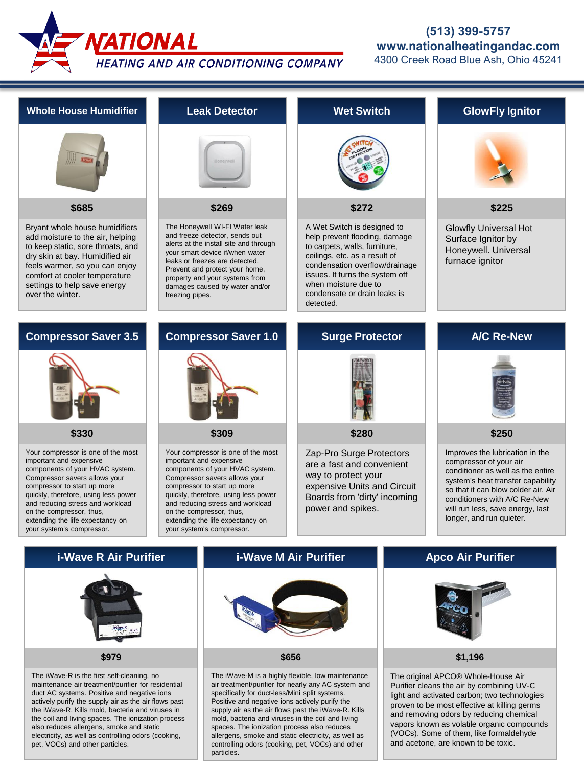# NATIONAL HEATING AND AIR CONDITIONING COMPANY

(513) 399-5757
www.nationalheatingandac.com
4300 Creek Road Blue Ash, Ohio 45241

## Whole House Humidifier

**$685**

Bryant whole house humidifiers add moisture to the air, helping to keep static, sore throats, and dry skin at bay. Humidified air feels warmer, so you can enjoy comfort at cooler temperature settings to help save energy over the winter.

## Leak Detector

**$269**

The Honeywell WI-FI Water leak and freeze detector, sends out alerts at the install site and through your smart device if/when water leaks or freezes are detected. Prevent and protect your home, property and your systems from damages caused by water and/or freezing pipes.

## Wet Switch

**$272**

A Wet Switch is designed to help prevent flooding, damage to carpets, walls, furniture, ceilings, etc. as a result of condensation overflow/drainage issues. It turns the system off when moisture due to condensate or drain leaks is detected.

## GlowFly Ignitor

**$225**

Glowfly Universal Hot Surface Ignitor by Honeywell. Universal furnace ignitor

## Compressor Saver 3.5

**$330**

Your compressor is one of the most important and expensive components of your HVAC system. Compressor savers allows your compressor to start up more quickly, therefore, using less power and reducing stress and workload on the compressor, thus, extending the life expectancy on your system's compressor.

## Compressor Saver 1.0

**$309**

Your compressor is one of the most important and expensive components of your HVAC system. Compressor savers allows your compressor to start up more quickly, therefore, using less power and reducing stress and workload on the compressor, thus, extending the life expectancy on your system's compressor.

## Surge Protector

**$280**

Zap-Pro Surge Protectors are a fast and convenient way to protect your expensive Units and Circuit Boards from 'dirty' incoming power and spikes.

## A/C Re-New

**$250**

Improves the lubrication in the compressor of your air conditioner as well as the entire system's heat transfer capability so that it can blow colder air. Air conditioners with A/C Re-New will run less, save energy, last longer, and run quieter.

## i-Wave R Air Purifier

**$979**

The iWave-R is the first self-cleaning, no maintenance air treatment/purifier for residential duct AC systems. Positive and negative ions actively purify the supply air as the air flows past the iWave-R. Kills mold, bacteria and viruses in the coil and living spaces. The ionization process also reduces allergens, smoke and static electricity, as well as controlling odors (cooking, pet, VOCs) and other particles.

## i-Wave M Air Purifier

**$656**

The iWave-M is a highly flexible, low maintenance air treatment/purifier for nearly any AC system and specifically for duct-less/Mini split systems. Positive and negative ions actively purify the supply air as the air flows past the iWave-R. Kills mold, bacteria and viruses in the coil and living spaces. The ionization process also reduces allergens, smoke and static electricity, as well as controlling odors (cooking, pet, VOCs) and other particles.

## Apco Air Purifier

**$1,196**

The original APCO® Whole-House Air Purifier cleans the air by combining UV-C light and activated carbon; two technologies proven to be most effective at killing germs and removing odors by reducing chemical vapors known as volatile organic compounds (VOCs). Some of them, like formaldehyde and acetone, are known to be toxic.